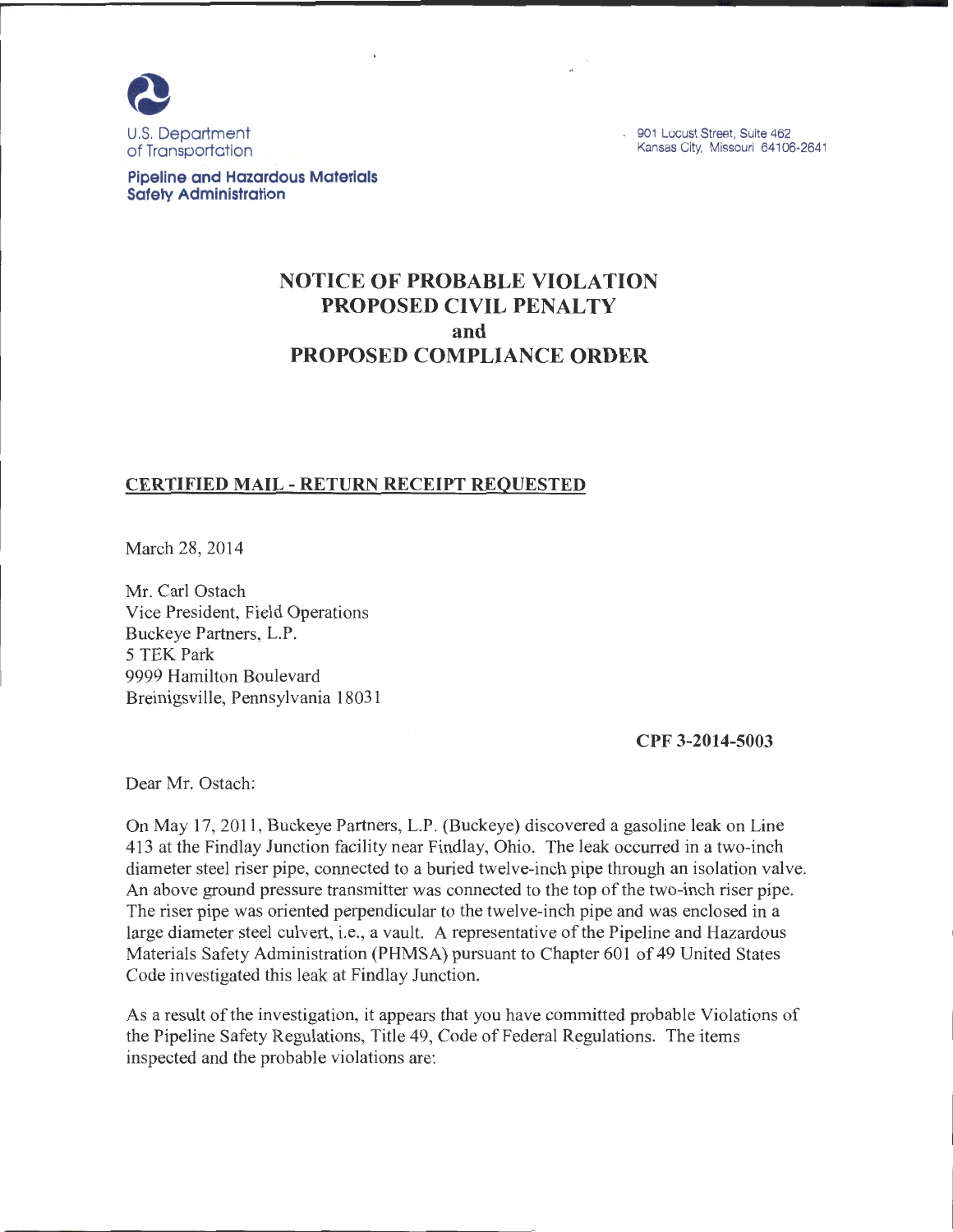U.S. Department of Transportation

**Pipeline and Hazardous Materials Safety Administration**

901 Locust Street, Suite 462
Kansas City, Missouri 64106-2641

# NOTICE OF PROBABLE VIOLATION
# PROPOSED CIVIL PENALTY
# and
# PROPOSED COMPLIANCE ORDER

**CERTIFIED MAIL - RETURN RECEIPT REQUESTED**

March 28, 2014

Mr. Carl Ostach
Vice President, Field Operations
Buckeye Partners, L.P.
5 TEK Park
9999 Hamilton Boulevard
Breinigsville, Pennsylvania 18031

**CPF 3-2014-5003**

Dear Mr. Ostach:

On May 17, 2011, Buckeye Partners, L.P. (Buckeye) discovered a gasoline leak on Line 413 at the Findlay Junction facility near Findlay, Ohio. The leak occurred in a two-inch diameter steel riser pipe, connected to a buried twelve-inch pipe through an isolation valve. An above ground pressure transmitter was connected to the top of the two-inch riser pipe. The riser pipe was oriented perpendicular to the twelve-inch pipe and was enclosed in a large diameter steel culvert, i.e., a vault. A representative of the Pipeline and Hazardous Materials Safety Administration (PHMSA) pursuant to Chapter 601 of 49 United States Code investigated this leak at Findlay Junction.

As a result of the investigation, it appears that you have committed probable Violations of the Pipeline Safety Regulations, Title 49, Code of Federal Regulations. The items inspected and the probable violations are: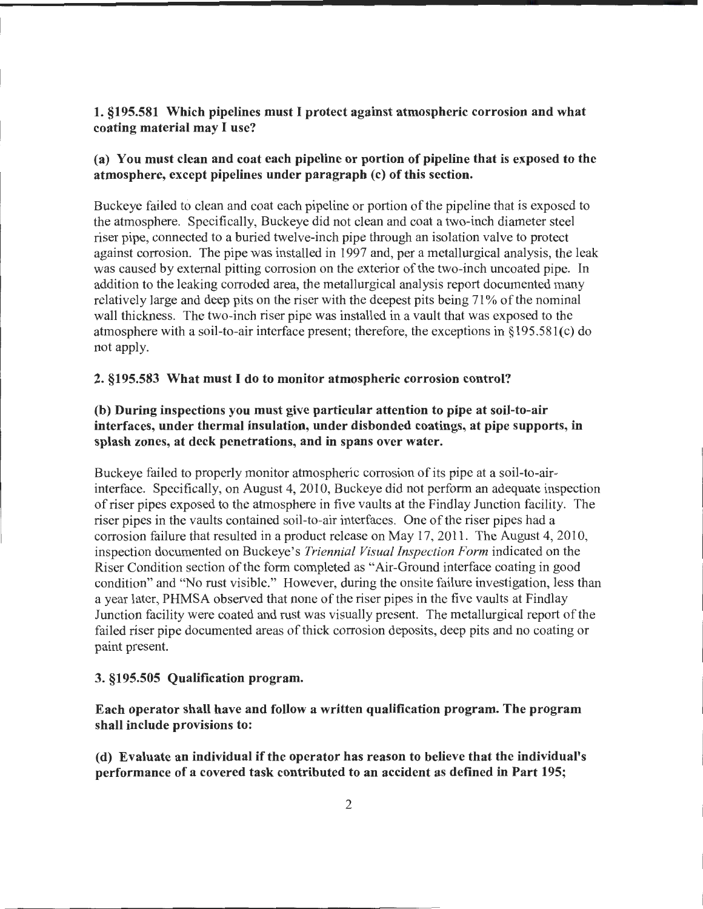**1. §195.581 Which pipelines must I protect against atmospheric corrosion and what coating material may I use?**

**(a) You must clean and coat each pipeline or portion of pipeline that is exposed to the atmosphere, except pipelines under paragraph (c) of this section.**

Buckeye failed to clean and coat each pipeline or portion of the pipeline that is exposed to the atmosphere. Specifically, Buckeye did not clean and coat a two-inch diameter steel riser pipe, connected to a buried twelve-inch pipe through an isolation valve to protect against corrosion. The pipe was installed in 1997 and, per a metallurgical analysis, the leak was caused by external pitting corrosion on the exterior of the two-inch uncoated pipe. In addition to the leaking corroded area, the metallurgical analysis report documented many relatively large and deep pits on the riser with the deepest pits being 71% of the nominal wall thickness. The two-inch riser pipe was installed in a vault that was exposed to the atmosphere with a soil-to-air interface present; therefore, the exceptions in §195.581(c) do not apply.

**2. §195.583 What must I do to monitor atmospheric corrosion control?**

**(b) During inspections you must give particular attention to pipe at soil-to-air interfaces, under thermal insulation, under disbonded coatings, at pipe supports, in splash zones, at deck penetrations, and in spans over water.**

Buckeye failed to properly monitor atmospheric corrosion of its pipe at a soil-to-air-interface. Specifically, on August 4, 2010, Buckeye did not perform an adequate inspection of riser pipes exposed to the atmosphere in five vaults at the Findlay Junction facility. The riser pipes in the vaults contained soil-to-air interfaces. One of the riser pipes had a corrosion failure that resulted in a product release on May 17, 2011. The August 4, 2010, inspection documented on Buckeye's *Triennial Visual Inspection Form* indicated on the Riser Condition section of the form completed as "Air-Ground interface coating in good condition" and "No rust visible." However, during the onsite failure investigation, less than a year later, PHMSA observed that none of the riser pipes in the five vaults at Findlay Junction facility were coated and rust was visually present. The metallurgical report of the failed riser pipe documented areas of thick corrosion deposits, deep pits and no coating or paint present.

**3. §195.505 Qualification program.**

**Each operator shall have and follow a written qualification program. The program shall include provisions to:**

**(d) Evaluate an individual if the operator has reason to believe that the individual's performance of a covered task contributed to an accident as defined in Part 195;**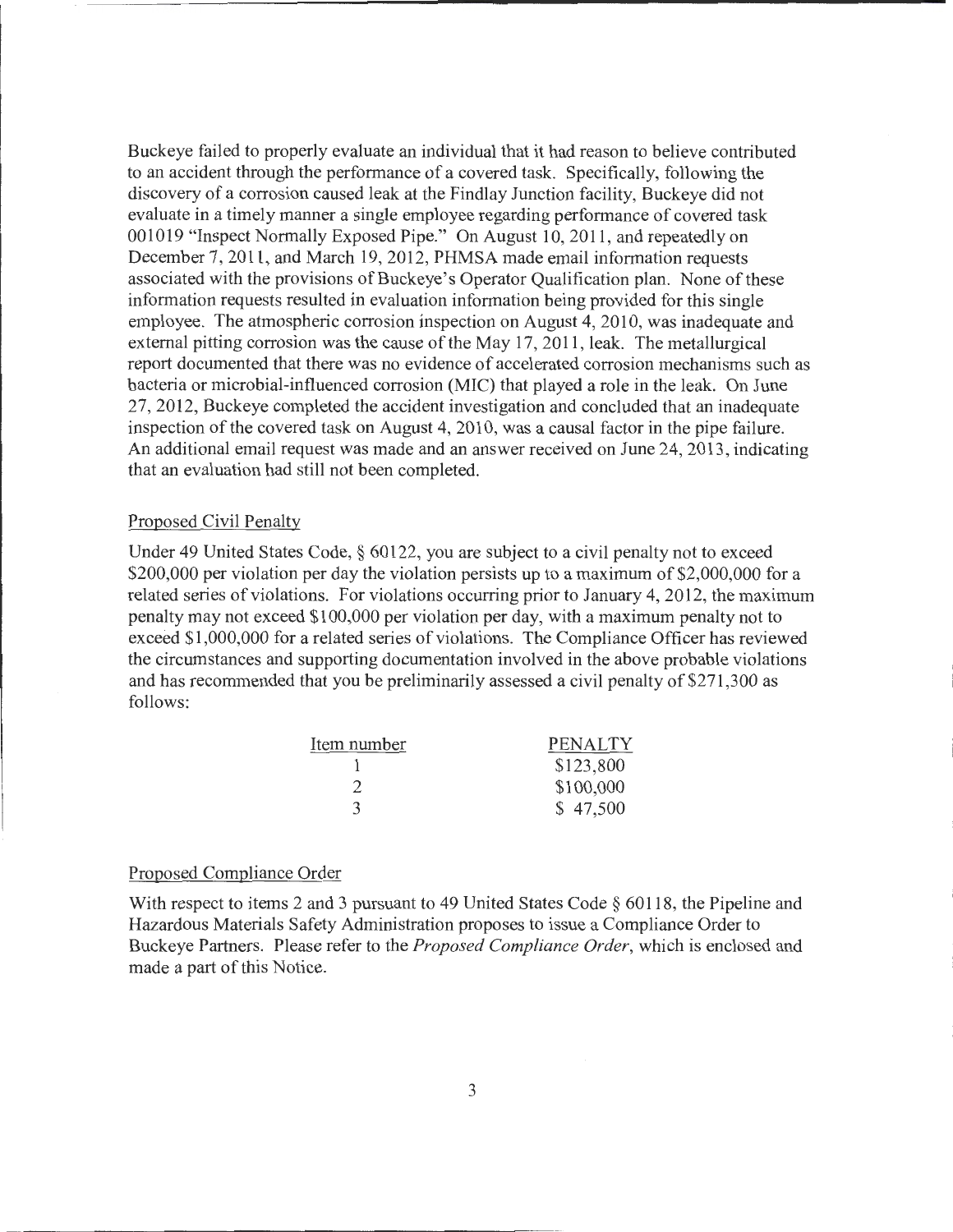Buckeye failed to properly evaluate an individual that it had reason to believe contributed to an accident through the performance of a covered task. Specifically, following the discovery of a corrosion caused leak at the Findlay Junction facility, Buckeye did not evaluate in a timely manner a single employee regarding performance of covered task 001019 "Inspect Normally Exposed Pipe." On August 10, 2011, and repeatedly on December 7, 2011, and March 19, 2012, PHMSA made email information requests associated with the provisions of Buckeye's Operator Qualification plan. None of these information requests resulted in evaluation information being provided for this single employee. The atmospheric corrosion inspection on August 4, 2010, was inadequate and external pitting corrosion was the cause of the May 17, 2011, leak. The metallurgical report documented that there was no evidence of accelerated corrosion mechanisms such as bacteria or microbial-influenced corrosion (MIC) that played a role in the leak. On June 27, 2012, Buckeye completed the accident investigation and concluded that an inadequate inspection of the covered task on August 4, 2010, was a causal factor in the pipe failure. An additional email request was made and an answer received on June 24, 2013, indicating that an evaluation had still not been completed.

## Proposed Civil Penalty

Under 49 United States Code, § 60122, you are subject to a civil penalty not to exceed $200,000 per violation per day the violation persists up to a maximum of $2,000,000 for a related series of violations. For violations occurring prior to January 4, 2012, the maximum penalty may not exceed $100,000 per violation per day, with a maximum penalty not to exceed $1,000,000 for a related series of violations. The Compliance Officer has reviewed the circumstances and supporting documentation involved in the above probable violations and has recommended that you be preliminarily assessed a civil penalty of $271,300 as follows:

| Item number | PENALTY |
|---|---|
| 1 | $123,800 |
| 2 | $100,000 |
| 3 | $ 47,500 |

## Proposed Compliance Order

With respect to items 2 and 3 pursuant to 49 United States Code § 60118, the Pipeline and Hazardous Materials Safety Administration proposes to issue a Compliance Order to Buckeye Partners. Please refer to the *Proposed Compliance Order*, which is enclosed and made a part of this Notice.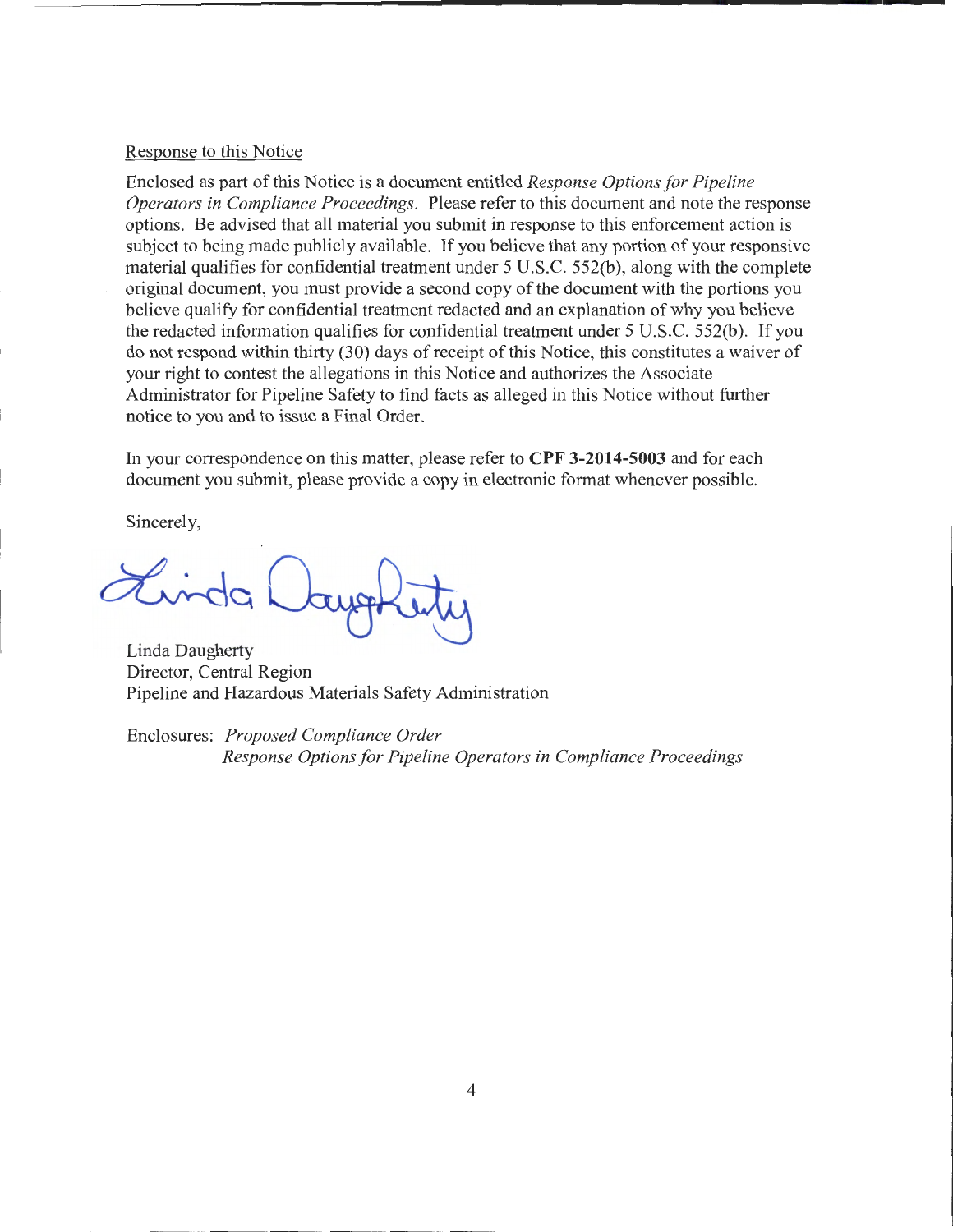Response to this Notice

Enclosed as part of this Notice is a document entitled *Response Options for Pipeline Operators in Compliance Proceedings*. Please refer to this document and note the response options. Be advised that all material you submit in response to this enforcement action is subject to being made publicly available. If you believe that any portion of your responsive material qualifies for confidential treatment under 5 U.S.C. 552(b), along with the complete original document, you must provide a second copy of the document with the portions you believe qualify for confidential treatment redacted and an explanation of why you believe the redacted information qualifies for confidential treatment under 5 U.S.C. 552(b). If you do not respond within thirty (30) days of receipt of this Notice, this constitutes a waiver of your right to contest the allegations in this Notice and authorizes the Associate Administrator for Pipeline Safety to find facts as alleged in this Notice without further notice to you and to issue a Final Order.

In your correspondence on this matter, please refer to **CPF 3-2014-5003** and for each document you submit, please provide a copy in electronic format whenever possible.

Sincerely,

Linda Daugherty
Director, Central Region
Pipeline and Hazardous Materials Safety Administration

Enclosures: *Proposed Compliance Order*
*Response Options for Pipeline Operators in Compliance Proceedings*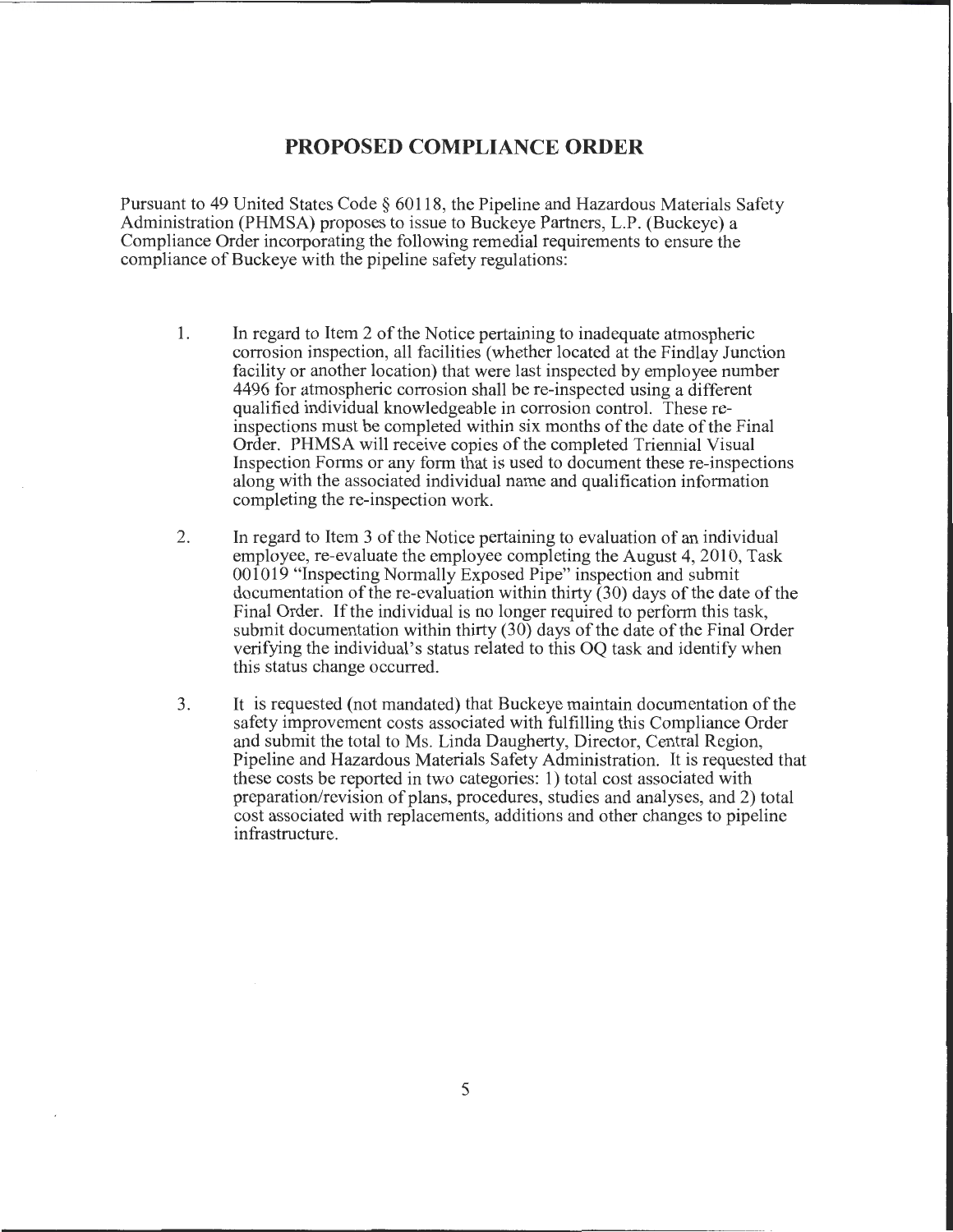# PROPOSED COMPLIANCE ORDER

Pursuant to 49 United States Code § 60118, the Pipeline and Hazardous Materials Safety Administration (PHMSA) proposes to issue to Buckeye Partners, L.P. (Buckeye) a Compliance Order incorporating the following remedial requirements to ensure the compliance of Buckeye with the pipeline safety regulations:

1. In regard to Item 2 of the Notice pertaining to inadequate atmospheric corrosion inspection, all facilities (whether located at the Findlay Junction facility or another location) that were last inspected by employee number 4496 for atmospheric corrosion shall be re-inspected using a different qualified individual knowledgeable in corrosion control. These re-inspections must be completed within six months of the date of the Final Order. PHMSA will receive copies of the completed Triennial Visual Inspection Forms or any form that is used to document these re-inspections along with the associated individual name and qualification information completing the re-inspection work.

2. In regard to Item 3 of the Notice pertaining to evaluation of an individual employee, re-evaluate the employee completing the August 4, 2010, Task 001019 "Inspecting Normally Exposed Pipe" inspection and submit documentation of the re-evaluation within thirty (30) days of the date of the Final Order. If the individual is no longer required to perform this task, submit documentation within thirty (30) days of the date of the Final Order verifying the individual's status related to this OQ task and identify when this status change occurred.

3. It is requested (not mandated) that Buckeye maintain documentation of the safety improvement costs associated with fulfilling this Compliance Order and submit the total to Ms. Linda Daugherty, Director, Central Region, Pipeline and Hazardous Materials Safety Administration. It is requested that these costs be reported in two categories: 1) total cost associated with preparation/revision of plans, procedures, studies and analyses, and 2) total cost associated with replacements, additions and other changes to pipeline infrastructure.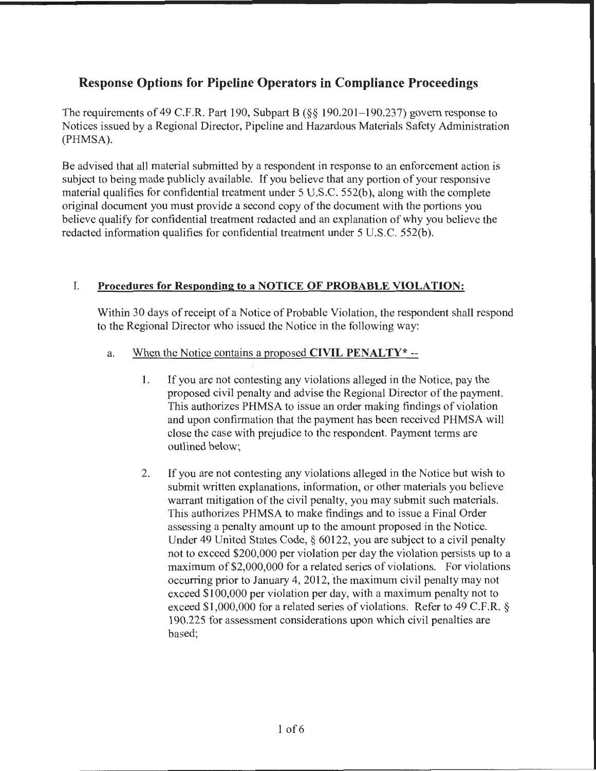# Response Options for Pipeline Operators in Compliance Proceedings

The requirements of 49 C.F.R. Part 190, Subpart B (§§ 190.201–190.237) govern response to Notices issued by a Regional Director, Pipeline and Hazardous Materials Safety Administration (PHMSA).

Be advised that all material submitted by a respondent in response to an enforcement action is subject to being made publicly available. If you believe that any portion of your responsive material qualifies for confidential treatment under 5 U.S.C. 552(b), along with the complete original document you must provide a second copy of the document with the portions you believe qualify for confidential treatment redacted and an explanation of why you believe the redacted information qualifies for confidential treatment under 5 U.S.C. 552(b).

## I. Procedures for Responding to a NOTICE OF PROBABLE VIOLATION:

Within 30 days of receipt of a Notice of Probable Violation, the respondent shall respond to the Regional Director who issued the Notice in the following way:

a. When the Notice contains a proposed **CIVIL PENALTY*** --

1. If you are not contesting any violations alleged in the Notice, pay the proposed civil penalty and advise the Regional Director of the payment. This authorizes PHMSA to issue an order making findings of violation and upon confirmation that the payment has been received PHMSA will close the case with prejudice to the respondent. Payment terms are outlined below;

2. If you are not contesting any violations alleged in the Notice but wish to submit written explanations, information, or other materials you believe warrant mitigation of the civil penalty, you may submit such materials. This authorizes PHMSA to make findings and to issue a Final Order assessing a penalty amount up to the amount proposed in the Notice. Under 49 United States Code, § 60122, you are subject to a civil penalty not to exceed $200,000 per violation per day the violation persists up to a maximum of $2,000,000 for a related series of violations. For violations occurring prior to January 4, 2012, the maximum civil penalty may not exceed $100,000 per violation per day, with a maximum penalty not to exceed $1,000,000 for a related series of violations. Refer to 49 C.F.R. § 190.225 for assessment considerations upon which civil penalties are based;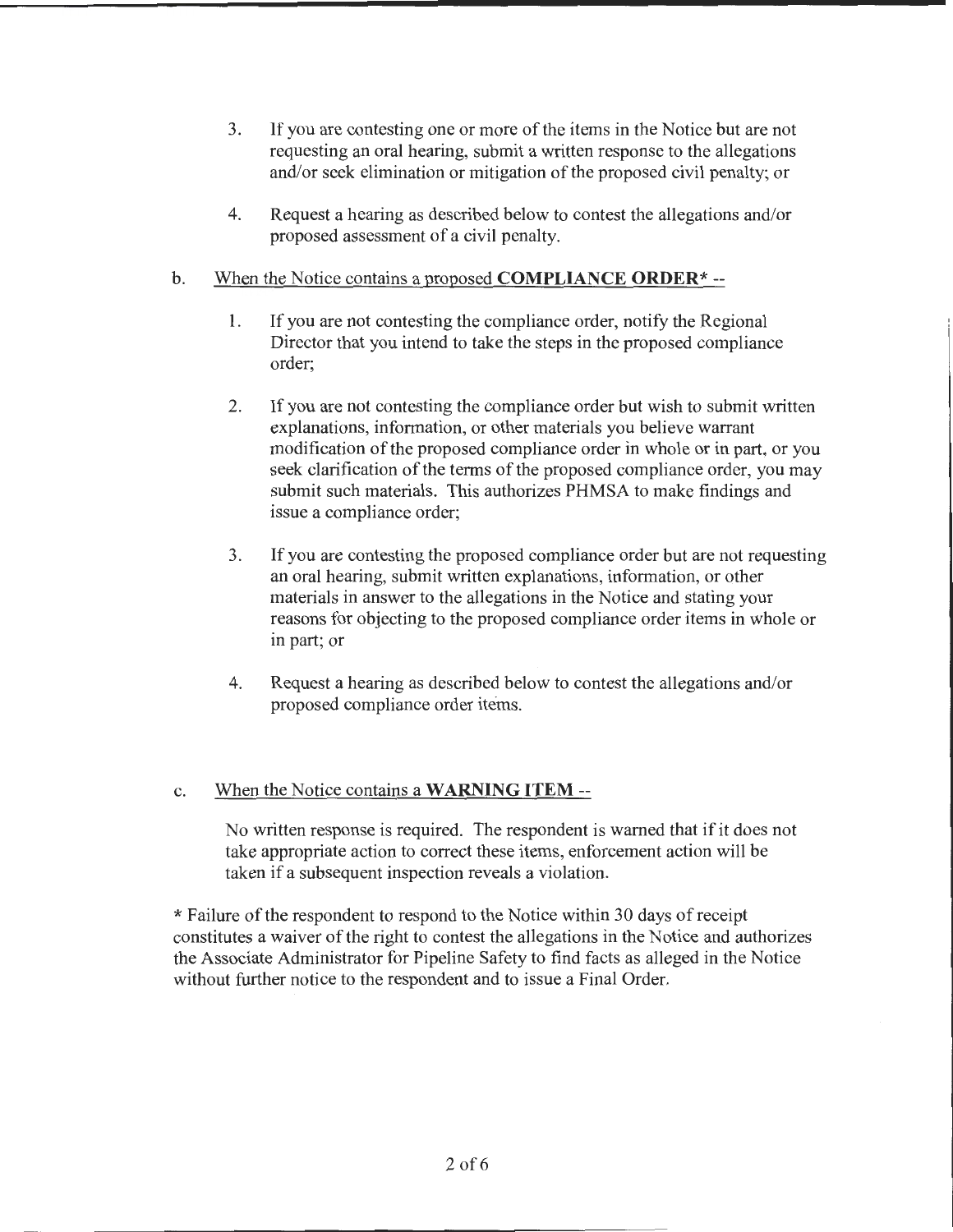3. If you are contesting one or more of the items in the Notice but are not requesting an oral hearing, submit a written response to the allegations and/or seek elimination or mitigation of the proposed civil penalty; or

4. Request a hearing as described below to contest the allegations and/or proposed assessment of a civil penalty.

b. <u>When the Notice contains a proposed **COMPLIANCE ORDER*** --</u>

1. If you are not contesting the compliance order, notify the Regional Director that you intend to take the steps in the proposed compliance order;

2. If you are not contesting the compliance order but wish to submit written explanations, information, or other materials you believe warrant modification of the proposed compliance order in whole or in part, or you seek clarification of the terms of the proposed compliance order, you may submit such materials. This authorizes PHMSA to make findings and issue a compliance order;

3. If you are contesting the proposed compliance order but are not requesting an oral hearing, submit written explanations, information, or other materials in answer to the allegations in the Notice and stating your reasons for objecting to the proposed compliance order items in whole or in part; or

4. Request a hearing as described below to contest the allegations and/or proposed compliance order items.

c. <u>When the Notice contains a **WARNING ITEM** --</u>

No written response is required. The respondent is warned that if it does not take appropriate action to correct these items, enforcement action will be taken if a subsequent inspection reveals a violation.

* Failure of the respondent to respond to the Notice within 30 days of receipt constitutes a waiver of the right to contest the allegations in the Notice and authorizes the Associate Administrator for Pipeline Safety to find facts as alleged in the Notice without further notice to the respondent and to issue a Final Order.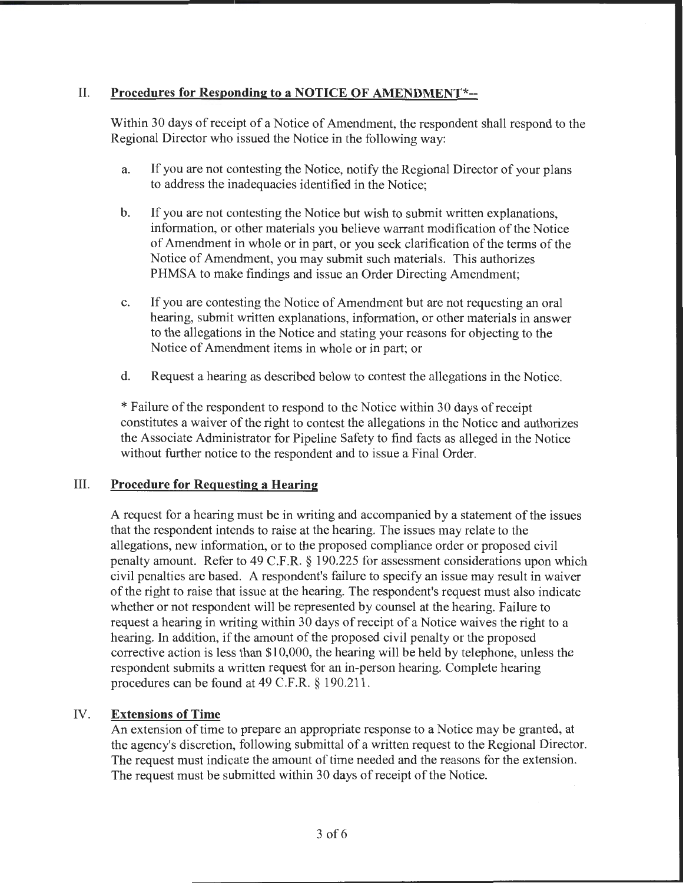## II. **Procedures for Responding to a NOTICE OF AMENDMENT*--**

Within 30 days of receipt of a Notice of Amendment, the respondent shall respond to the Regional Director who issued the Notice in the following way:

a. If you are not contesting the Notice, notify the Regional Director of your plans to address the inadequacies identified in the Notice;

b. If you are not contesting the Notice but wish to submit written explanations, information, or other materials you believe warrant modification of the Notice of Amendment in whole or in part, or you seek clarification of the terms of the Notice of Amendment, you may submit such materials. This authorizes PHMSA to make findings and issue an Order Directing Amendment;

c. If you are contesting the Notice of Amendment but are not requesting an oral hearing, submit written explanations, information, or other materials in answer to the allegations in the Notice and stating your reasons for objecting to the Notice of Amendment items in whole or in part; or

d. Request a hearing as described below to contest the allegations in the Notice.

* Failure of the respondent to respond to the Notice within 30 days of receipt constitutes a waiver of the right to contest the allegations in the Notice and authorizes the Associate Administrator for Pipeline Safety to find facts as alleged in the Notice without further notice to the respondent and to issue a Final Order.

## III. **Procedure for Requesting a Hearing**

A request for a hearing must be in writing and accompanied by a statement of the issues that the respondent intends to raise at the hearing. The issues may relate to the allegations, new information, or to the proposed compliance order or proposed civil penalty amount. Refer to 49 C.F.R. § 190.225 for assessment considerations upon which civil penalties are based. A respondent's failure to specify an issue may result in waiver of the right to raise that issue at the hearing. The respondent's request must also indicate whether or not respondent will be represented by counsel at the hearing. Failure to request a hearing in writing within 30 days of receipt of a Notice waives the right to a hearing. In addition, if the amount of the proposed civil penalty or the proposed corrective action is less than $10,000, the hearing will be held by telephone, unless the respondent submits a written request for an in-person hearing. Complete hearing procedures can be found at 49 C.F.R. § 190.211.

## IV. **Extensions of Time**

An extension of time to prepare an appropriate response to a Notice may be granted, at the agency's discretion, following submittal of a written request to the Regional Director. The request must indicate the amount of time needed and the reasons for the extension. The request must be submitted within 30 days of receipt of the Notice.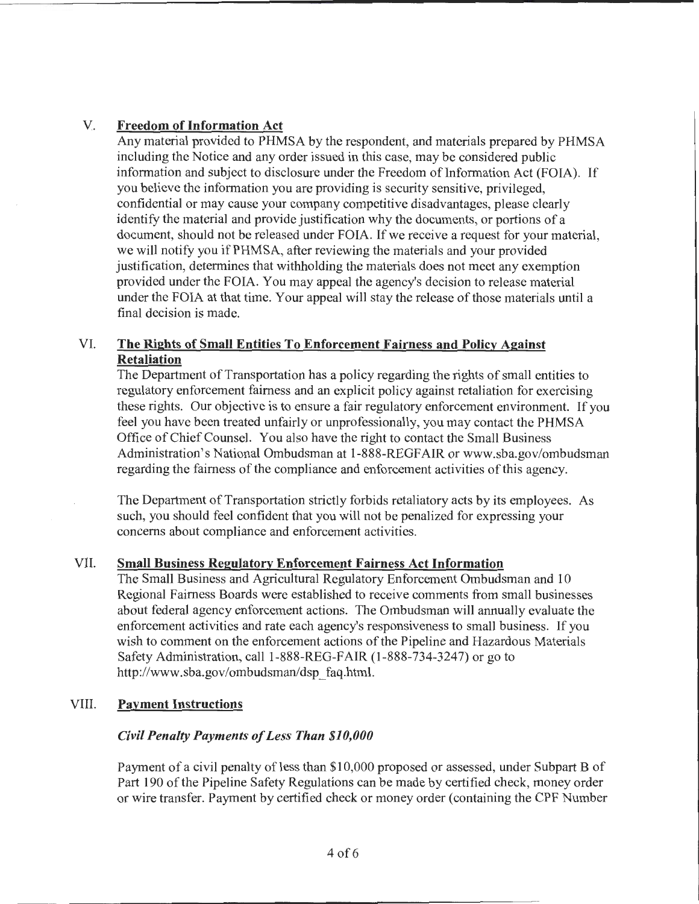## V. Freedom of Information Act

Any material provided to PHMSA by the respondent, and materials prepared by PHMSA including the Notice and any order issued in this case, may be considered public information and subject to disclosure under the Freedom of Information Act (FOIA). If you believe the information you are providing is security sensitive, privileged, confidential or may cause your company competitive disadvantages, please clearly identify the material and provide justification why the documents, or portions of a document, should not be released under FOIA. If we receive a request for your material, we will notify you if PHMSA, after reviewing the materials and your provided justification, determines that withholding the materials does not meet any exemption provided under the FOIA. You may appeal the agency's decision to release material under the FOIA at that time. Your appeal will stay the release of those materials until a final decision is made.

## VI. The Rights of Small Entities To Enforcement Fairness and Policy Against Retaliation

The Department of Transportation has a policy regarding the rights of small entities to regulatory enforcement fairness and an explicit policy against retaliation for exercising these rights. Our objective is to ensure a fair regulatory enforcement environment. If you feel you have been treated unfairly or unprofessionally, you may contact the PHMSA Office of Chief Counsel. You also have the right to contact the Small Business Administration's National Ombudsman at 1-888-REGFAIR or www.sba.gov/ombudsman regarding the fairness of the compliance and enforcement activities of this agency.

The Department of Transportation strictly forbids retaliatory acts by its employees. As such, you should feel confident that you will not be penalized for expressing your concerns about compliance and enforcement activities.

## VII. Small Business Regulatory Enforcement Fairness Act Information

The Small Business and Agricultural Regulatory Enforcement Ombudsman and 10 Regional Fairness Boards were established to receive comments from small businesses about federal agency enforcement actions. The Ombudsman will annually evaluate the enforcement activities and rate each agency's responsiveness to small business. If you wish to comment on the enforcement actions of the Pipeline and Hazardous Materials Safety Administration, call 1-888-REG-FAIR (1-888-734-3247) or go to http://www.sba.gov/ombudsman/dsp_faq.html.

## VIII. Payment Instructions

### *Civil Penalty Payments of Less Than $10,000*

Payment of a civil penalty of less than $10,000 proposed or assessed, under Subpart B of Part 190 of the Pipeline Safety Regulations can be made by certified check, money order or wire transfer. Payment by certified check or money order (containing the CPF Number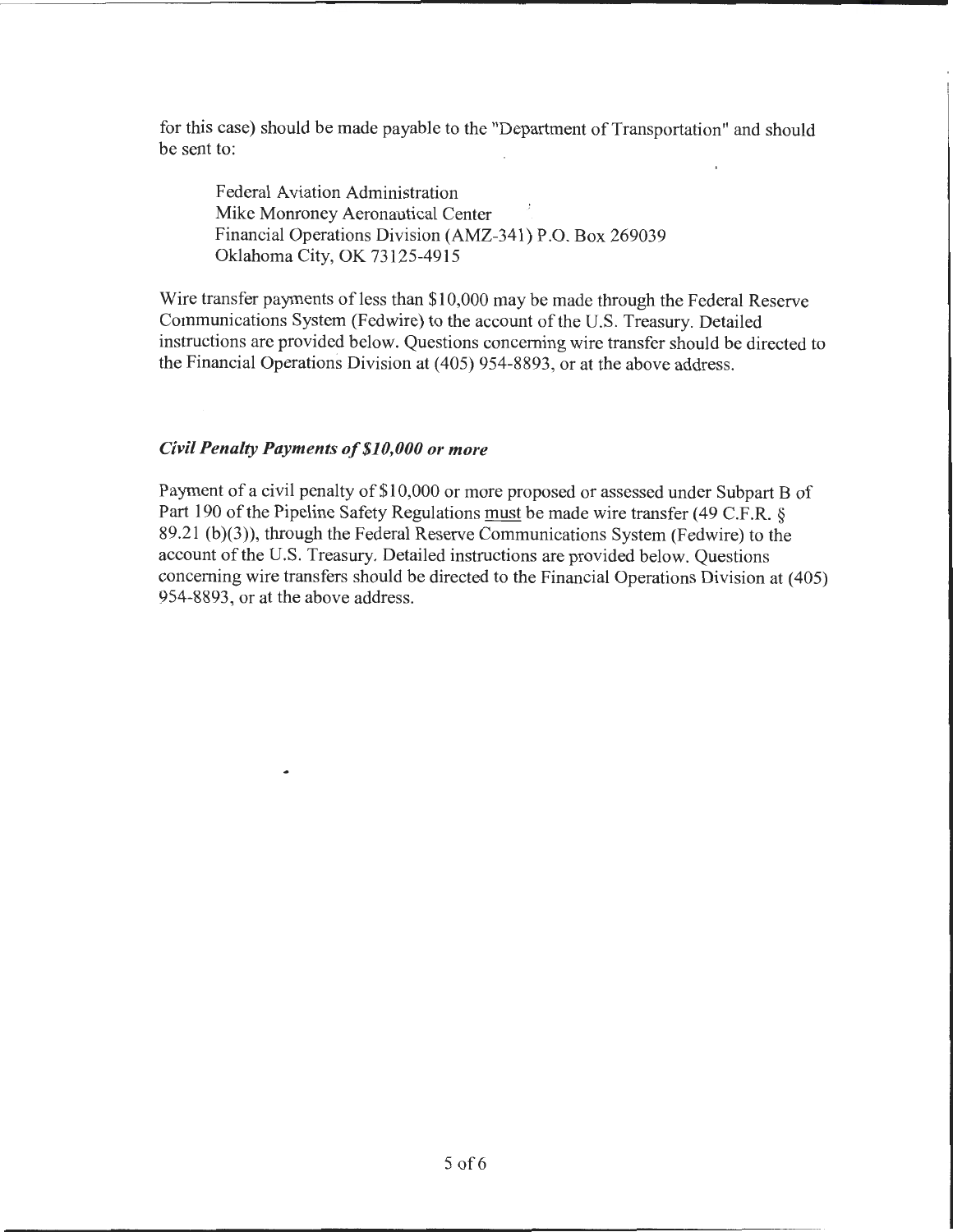for this case) should be made payable to the "Department of Transportation" and should be sent to:

Federal Aviation Administration
Mike Monroney Aeronautical Center
Financial Operations Division (AMZ-341) P.O. Box 269039
Oklahoma City, OK 73125-4915

Wire transfer payments of less than $10,000 may be made through the Federal Reserve Communications System (Fedwire) to the account of the U.S. Treasury. Detailed instructions are provided below. Questions concerning wire transfer should be directed to the Financial Operations Division at (405) 954-8893, or at the above address.

### *Civil Penalty Payments of $10,000 or more*

Payment of a civil penalty of $10,000 or more proposed or assessed under Subpart B of Part 190 of the Pipeline Safety Regulations <u>must</u> be made wire transfer (49 C.F.R. § 89.21 (b)(3)), through the Federal Reserve Communications System (Fedwire) to the account of the U.S. Treasury. Detailed instructions are provided below. Questions concerning wire transfers should be directed to the Financial Operations Division at (405) 954-8893, or at the above address.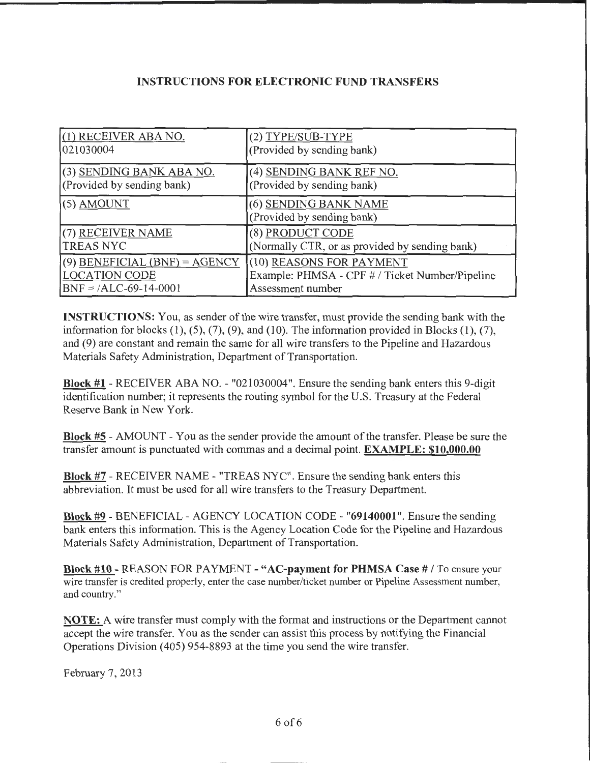## INSTRUCTIONS FOR ELECTRONIC FUND TRANSFERS

| | |
|---|---|
| (1) RECEIVER ABA NO.<br>021030004 | (2) TYPE/SUB-TYPE<br>(Provided by sending bank) |
| (3) SENDING BANK ABA NO.<br>(Provided by sending bank) | (4) SENDING BANK REF NO.<br>(Provided by sending bank) |
| (5) AMOUNT | (6) SENDING BANK NAME<br>(Provided by sending bank) |
| (7) RECEIVER NAME<br>TREAS NYC | (8) PRODUCT CODE<br>(Normally CTR, or as provided by sending bank) |
| (9) BENEFICIAL (BNF) = AGENCY LOCATION CODE<br>BNF = /ALC-69-14-0001 | (10) REASONS FOR PAYMENT<br>Example: PHMSA - CPF # / Ticket Number/Pipeline Assessment number |

**INSTRUCTIONS:** You, as sender of the wire transfer, must provide the sending bank with the information for blocks (1), (5), (7), (9), and (10). The information provided in Blocks (1), (7), and (9) are constant and remain the same for all wire transfers to the Pipeline and Hazardous Materials Safety Administration, Department of Transportation.

**Block #1** - RECEIVER ABA NO. - "021030004". Ensure the sending bank enters this 9-digit identification number; it represents the routing symbol for the U.S. Treasury at the Federal Reserve Bank in New York.

**Block #5** - AMOUNT - You as the sender provide the amount of the transfer. Please be sure the transfer amount is punctuated with commas and a decimal point. **EXAMPLE: $10,000.00**

**Block #7** - RECEIVER NAME - "TREAS NYC". Ensure the sending bank enters this abbreviation. It must be used for all wire transfers to the Treasury Department.

**Block #9** - BENEFICIAL - AGENCY LOCATION CODE - "**69140001**". Ensure the sending bank enters this information. This is the Agency Location Code for the Pipeline and Hazardous Materials Safety Administration, Department of Transportation.

**Block #10** - REASON FOR PAYMENT - **"AC-payment for PHMSA Case # /** To ensure your wire transfer is credited properly, enter the case number/ticket number or Pipeline Assessment number, and country."

**NOTE:** A wire transfer must comply with the format and instructions or the Department cannot accept the wire transfer. You as the sender can assist this process by notifying the Financial Operations Division (405) 954-8893 at the time you send the wire transfer.

February 7, 2013